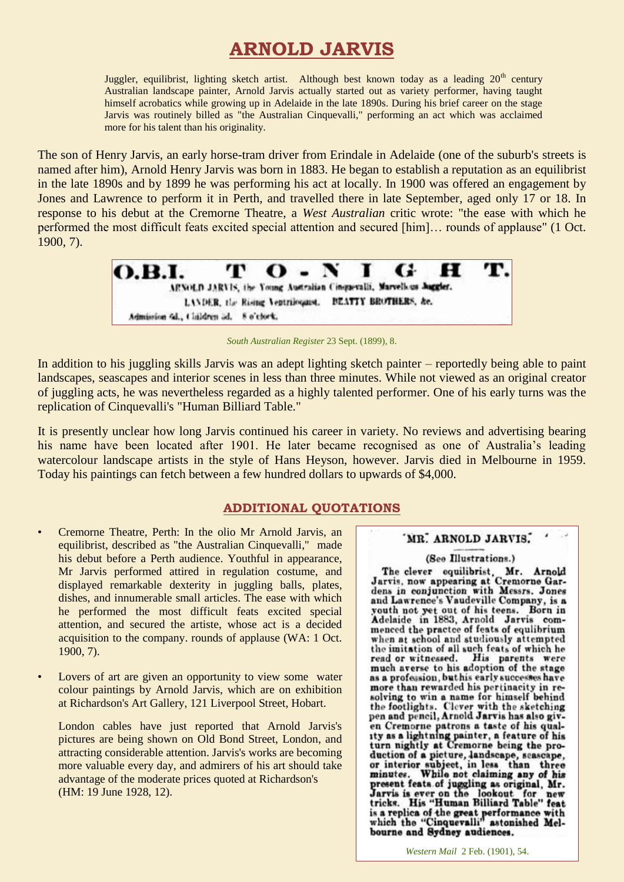# ARNOLD JARVIS

Juggler, equilibrist, lighting sketch artist. Although best known today as a leading 20th century Australian landscape painter, Arnold Jarvis actually started out as variety performer, having taught himself acrobatics while growing up in Adelaide in the late 1890s. During his brief career on the stage Jarvis was routinely billed as "the Australian Cinquevalli," performing an act which was acclaimed more for his talent than his originality.

The son of Henry Jarvis, an early horse-tram driver from Erindale in Adelaide (one of the suburb's streets is named after him), Arnold Henry Jarvis was born in 1883. He began to establish a reputation as an equilibrist in the late 1890s and by 1899 he was performing his act at locally. In 1900 was offered an engagement by Jones and Lawrence to perform it in Perth, and travelled there in late September, aged only 17 or 18. In response to his debut at the Cremorne Theatre, a *West Australian* critic wrote: "the ease with which he performed the most difficult feats excited special attention and secured [him]… rounds of applause" (1 Oct. 1900, 7).

O.B.I. T O - N I G H T.
ARNOLD JARVIS, the Young Australian Cinquevalli, Marvellous Juggler.
LANDER, the Rising Ventriloquist. BEATTY BROTHERS, &c.
Admission 6d., Children 3d. 8 o'clock.

*South Australian Register* 23 Sept. (1899), 8.

In addition to his juggling skills Jarvis was an adept lighting sketch painter – reportedly being able to paint landscapes, seascapes and interior scenes in less than three minutes. While not viewed as an original creator of juggling acts, he was nevertheless regarded as a highly talented performer. One of his early turns was the replication of Cinquevalli's "Human Billiard Table."

It is presently unclear how long Jarvis continued his career in variety. No reviews and advertising bearing his name have been located after 1901. He later became recognised as one of Australia's leading watercolour landscape artists in the style of Hans Heyson, however. Jarvis died in Melbourne in 1959. Today his paintings can fetch between a few hundred dollars to upwards of $4,000.

## ADDITIONAL QUOTATIONS

- Cremorne Theatre, Perth: In the olio Mr Arnold Jarvis, an equilibrist, described as "the Australian Cinquevalli," made his debut before a Perth audience. Youthful in appearance, Mr Jarvis performed attired in regulation costume, and displayed remarkable dexterity in juggling balls, plates, dishes, and innumerable small articles. The ease with which he performed the most difficult feats excited special attention, and secured the artiste, whose act is a decided acquisition to the company. rounds of applause (WA: 1 Oct. 1900, 7).

- Lovers of art are given an opportunity to view some water colour paintings by Arnold Jarvis, which are on exhibition at Richardson's Art Gallery, 121 Liverpool Street, Hobart.

  London cables have just reported that Arnold Jarvis's pictures are being shown on Old Bond Street, London, and attracting considerable attention. Jarvis's works are becoming more valuable every day, and admirers of his art should take advantage of the moderate prices quoted at Richardson's (HM: 19 June 1928, 12).

MR. ARNOLD JARVIS.

(See Illustrations.)

The clever equilibrist, Mr. Arnold Jarvis, now appearing at Cremorne Gardens in conjunction with Messrs. Jones and Lawrence's Vaudeville Company, is a youth not yet out of his teens. Born in Adelaide in 1883, Arnold Jarvis commenced the practce of feats of equlibrium when at school and studiously attempted the imitation of all such feats of which he read or witnessed. His parents were much averse to his adoption of the stage as a profession, but his early successes have more than rewarded his pertinacity in resolving to win a name for himself behind the footlights. Clever with the sketching pen and pencil, Arnold Jarvis has also given Cremorne patrons a taste of his quality as a lightning painter, a feature of his turn nightly at Cremorne being the production of a picture, landscape, seascape, or interior subject, in less than three minutes. While not claiming any of his present feats of juggling as original, Mr. Jarvis is ever on the lookout for new tricks. His "Human Billiard Table" feat is a replica of the great performance with which the "Cinquevalli" astonished Melbourne and Sydney audiences.

*Western Mail* 2 Feb. (1901), 54.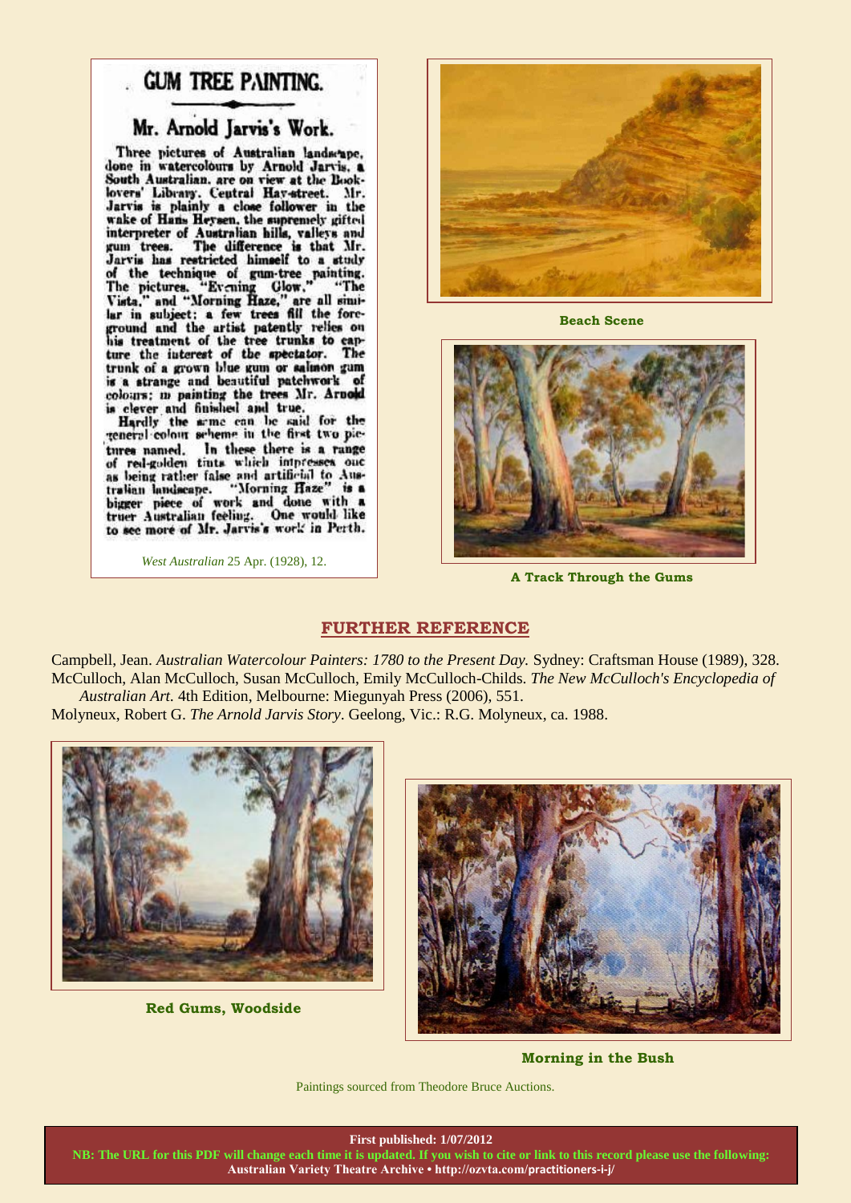# GUM TREE PAINTING.

## Mr. Arnold Jarvis's Work.

Three pictures of Australian landscape, done in watercolours by Arnold Jarvis, a South Australian, are on view at the Booklovers' Library, Central Hay-street. Mr. Jarvis is plainly a close follower in the wake of Hans Heysen, the supremely gifted interpreter of Australian hills, valleys and gum trees. The difference is that Mr. Jarvis has restricted himself to a study of the technique of gum-tree painting. The pictures, "Evening Glow," "The Vista," and "Morning Haze," are all similar in subject; a few trees fill the foreground and the artist patently relies on his treatment of the tree trunks to capture the interest of the spectator. The trunk of a grown blue gum or salmon gum is a strange and beautiful patchwork of colours; in painting the trees Mr. Arnold is clever and finished and true.

Hardly the same can be said for the general colour scheme in the first two pictures named. In these there is a range of red-golden tints which impresses one as being rather false and artificial to Australian landscape. "Morning Haze" is a bigger piece of work and done with a truer Australian feeling. One would like to see more of Mr. Jarvis's work in Perth.

*West Australian* 25 Apr. (1928), 12.

Beach Scene

A Track Through the Gums

## FURTHER REFERENCE

Campbell, Jean. *Australian Watercolour Painters: 1780 to the Present Day.* Sydney: Craftsman House (1989), 328.

McCulloch, Alan McCulloch, Susan McCulloch, Emily McCulloch-Childs. *The New McCulloch's Encyclopedia of Australian Art.* 4th Edition, Melbourne: Miegunyah Press (2006), 551.

Molyneux, Robert G. *The Arnold Jarvis Story*. Geelong, Vic.: R.G. Molyneux, ca. 1988.

Red Gums, Woodside

Morning in the Bush

Paintings sourced from Theodore Bruce Auctions.

**First published: 1/07/2012**

**NB: The URL for this PDF will change each time it is updated. If you wish to cite or link to this record please use the following: Australian Variety Theatre Archive • http://ozvta.com/practitioners-i-j/**